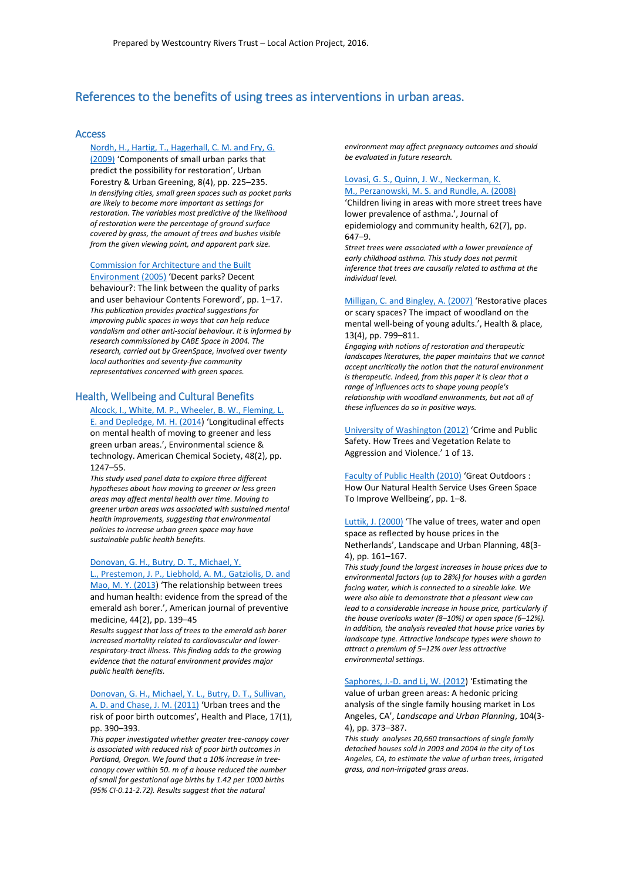Prepared by Westcountry Rivers Trust – Local Action Project, 2016.

# References to the benefits of using trees as interventions in urban areas.

## Access

Nordh, H., Hartig, T., Hagerhall, C. M. and Fry, G. (2009) 'Components of small urban parks that predict the possibility for restoration', Urban Forestry & Urban Greening, 8(4), pp. 225–235.
*In densifying cities, small green spaces such as pocket parks are likely to become more important as settings for restoration. The variables most predictive of the likelihood of restoration were the percentage of ground surface covered by grass, the amount of trees and bushes visible from the given viewing point, and apparent park size.*

Commission for Architecture and the Built Environment (2005) 'Decent parks? Decent behaviour?: The link between the quality of parks and user behaviour Contents Foreword', pp. 1–17.
*This publication provides practical suggestions for improving public spaces in ways that can help reduce vandalism and other anti-social behaviour. It is informed by research commissioned by CABE Space in 2004. The research, carried out by GreenSpace, involved over twenty local authorities and seventy-five community representatives concerned with green spaces.*

## Health, Wellbeing and Cultural Benefits

Alcock, I., White, M. P., Wheeler, B. W., Fleming, L. E. and Depledge, M. H. (2014) 'Longitudinal effects on mental health of moving to greener and less green urban areas.', Environmental science & technology. American Chemical Society, 48(2), pp. 1247–55.
*This study used panel data to explore three different hypotheses about how moving to greener or less green areas may affect mental health over time. Moving to greener urban areas was associated with sustained mental health improvements, suggesting that environmental policies to increase urban green space may have sustainable public health benefits.*

Donovan, G. H., Butry, D. T., Michael, Y. L., Prestemon, J. P., Liebhold, A. M., Gatziolis, D. and Mao, M. Y. (2013) 'The relationship between trees and human health: evidence from the spread of the emerald ash borer.', American journal of preventive medicine, 44(2), pp. 139–45
*Results suggest that loss of trees to the emerald ash borer increased mortality related to cardiovascular and lower-respiratory-tract illness. This finding adds to the growing evidence that the natural environment provides major public health benefits.*

Donovan, G. H., Michael, Y. L., Butry, D. T., Sullivan, A. D. and Chase, J. M. (2011) 'Urban trees and the risk of poor birth outcomes', Health and Place, 17(1), pp. 390–393.
*This paper investigated whether greater tree-canopy cover is associated with reduced risk of poor birth outcomes in Portland, Oregon. We found that a 10% increase in tree-canopy cover within 50. m of a house reduced the number of small for gestational age births by 1.42 per 1000 births (95% CI-0.11-2.72). Results suggest that the natural environment may affect pregnancy outcomes and should be evaluated in future research.*

Lovasi, G. S., Quinn, J. W., Neckerman, K. M., Perzanowski, M. S. and Rundle, A. (2008) 'Children living in areas with more street trees have lower prevalence of asthma.', Journal of epidemiology and community health, 62(7), pp. 647–9.
*Street trees were associated with a lower prevalence of early childhood asthma. This study does not permit inference that trees are causally related to asthma at the individual level.*

Milligan, C. and Bingley, A. (2007) 'Restorative places or scary spaces? The impact of woodland on the mental well-being of young adults.', Health & place, 13(4), pp. 799–811.
*Engaging with notions of restoration and therapeutic landscapes literatures, the paper maintains that we cannot accept uncritically the notion that the natural environment is therapeutic. Indeed, from this paper it is clear that a range of influences acts to shape young people's relationship with woodland environments, but not all of these influences do so in positive ways.*

University of Washington (2012) 'Crime and Public Safety. How Trees and Vegetation Relate to Aggression and Violence.' 1 of 13.

Faculty of Public Health (2010) 'Great Outdoors : How Our Natural Health Service Uses Green Space To Improve Wellbeing', pp. 1–8.

Luttik, J. (2000) 'The value of trees, water and open space as reflected by house prices in the Netherlands', Landscape and Urban Planning, 48(3-4), pp. 161–167.
*This study found the largest increases in house prices due to environmental factors (up to 28%) for houses with a garden facing water, which is connected to a sizeable lake. We were also able to demonstrate that a pleasant view can lead to a considerable increase in house price, particularly if the house overlooks water (8–10%) or open space (6–12%). In addition, the analysis revealed that house price varies by landscape type. Attractive landscape types were shown to attract a premium of 5–12% over less attractive environmental settings.*

Saphores, J.-D. and Li, W. (2012) 'Estimating the value of urban green areas: A hedonic pricing analysis of the single family housing market in Los Angeles, CA', *Landscape and Urban Planning*, 104(3-4), pp. 373–387.
*This study analyses 20,660 transactions of single family detached houses sold in 2003 and 2004 in the city of Los Angeles, CA, to estimate the value of urban trees, irrigated grass, and non-irrigated grass areas.*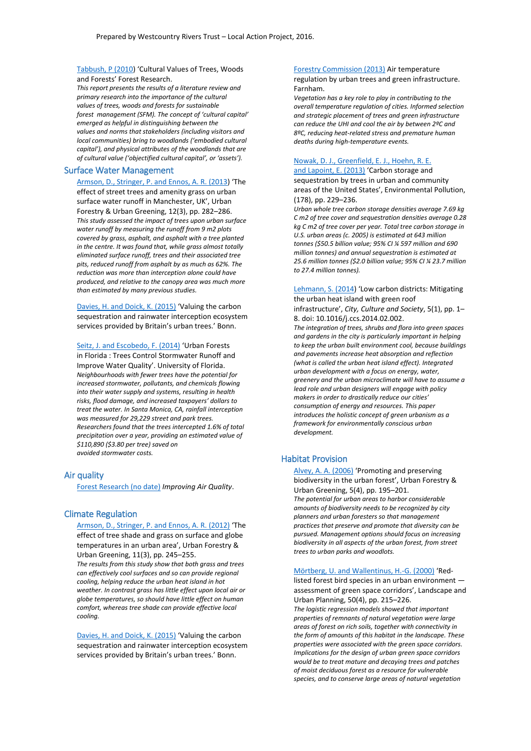Tabbush, P (2010) 'Cultural Values of Trees, Woods and Forests' Forest Research.
*This report presents the results of a literature review and primary research into the importance of the cultural values of trees, woods and forests for sustainable forest management (SFM). The concept of 'cultural capital' emerged as helpful in distinguishing between the values and norms that stakeholders (including visitors and local communities) bring to woodlands ('embodied cultural capital'), and physical attributes of the woodlands that are of cultural value ('objectified cultural capital', or 'assets').*

## Surface Water Management

Armson, D., Stringer, P. and Ennos, A. R. (2013) 'The effect of street trees and amenity grass on urban surface water runoff in Manchester, UK', Urban Forestry & Urban Greening, 12(3), pp. 282–286.
*This study assessed the impact of trees upon urban surface water runoff by measuring the runoff from 9 m2 plots covered by grass, asphalt, and asphalt with a tree planted in the centre. It was found that, while grass almost totally eliminated surface runoff, trees and their associated tree pits, reduced runoff from asphalt by as much as 62%. The reduction was more than interception alone could have produced, and relative to the canopy area was much more than estimated by many previous studies.*

Davies, H. and Doick, K. (2015) 'Valuing the carbon sequestration and rainwater interception ecosystem services provided by Britain's urban trees.' Bonn.

Seitz, J. and Escobedo, F. (2014) 'Urban Forests in Florida : Trees Control Stormwater Runoff and Improve Water Quality'. University of Florida.
*Neighbourhoods with fewer trees have the potential for increased stormwater, pollutants, and chemicals flowing into their water supply and systems, resulting in health risks, flood damage, and increased taxpayers' dollars to treat the water. In Santa Monica, CA, rainfall interception was measured for 29,229 street and park trees. Researchers found that the trees intercepted 1.6% of total precipitation over a year, providing an estimated value of $110,890 ($3.80 per tree) saved on avoided stormwater costs.*

## Air quality

Forest Research (no date) *Improving Air Quality*.

## Climate Regulation

Armson, D., Stringer, P. and Ennos, A. R. (2012) 'The effect of tree shade and grass on surface and globe temperatures in an urban area', Urban Forestry & Urban Greening, 11(3), pp. 245–255.
*The results from this study show that both grass and trees can effectively cool surfaces and so can provide regional cooling, helping reduce the urban heat island in hot weather. In contrast grass has little effect upon local air or globe temperatures, so should have little effect on human comfort, whereas tree shade can provide effective local cooling.*

Davies, H. and Doick, K. (2015) 'Valuing the carbon sequestration and rainwater interception ecosystem services provided by Britain's urban trees.' Bonn.

Forestry Commission (2013) Air temperature regulation by urban trees and green infrastructure. Farnham.
*Vegetation has a key role to play in contributing to the overall temperature regulation of cities. Informed selection and strategic placement of trees and green infrastructure can reduce the UHI and cool the air by between 2ºC and 8ºC, reducing heat-related stress and premature human deaths during high-temperature events.*

Nowak, D. J., Greenfield, E. J., Hoehn, R. E. and Lapoint, E. (2013) 'Carbon storage and sequestration by trees in urban and community areas of the United States', Environmental Pollution, (178), pp. 229–236.
*Urban whole tree carbon storage densities average 7.69 kg C m2 of tree cover and sequestration densities average 0.28 kg C m2 of tree cover per year. Total tree carbon storage in U.S. urban areas (c. 2005) is estimated at 643 million tonnes ($50.5 billion value; 95% CI ¼ 597 million and 690 million tonnes) and annual sequestration is estimated at 25.6 million tonnes ($2.0 billion value; 95% CI ¼ 23.7 million to 27.4 million tonnes).*

Lehmann, S. (2014) 'Low carbon districts: Mitigating the urban heat island with green roof infrastructure', *City, Culture and Society*, 5(1), pp. 1–8. doi: 10.1016/j.ccs.2014.02.002.
*The integration of trees, shrubs and flora into green spaces and gardens in the city is particularly important in helping to keep the urban built environment cool, because buildings and pavements increase heat absorption and reflection (what is called the urban heat island effect). Integrated urban development with a focus on energy, water, greenery and the urban microclimate will have to assume a lead role and urban designers will engage with policy makers in order to drastically reduce our cities' consumption of energy and resources. This paper introduces the holistic concept of green urbanism as a framework for environmentally conscious urban development.*

## Habitat Provision

Alvey, A. A. (2006) 'Promoting and preserving biodiversity in the urban forest', Urban Forestry & Urban Greening, 5(4), pp. 195–201.
*The potential for urban areas to harbor considerable amounts of biodiversity needs to be recognized by city planners and urban foresters so that management practices that preserve and promote that diversity can be pursued. Management options should focus on increasing biodiversity in all aspects of the urban forest, from street trees to urban parks and woodlots.*

Mörtberg, U. and Wallentinus, H.-G. (2000) 'Red-listed forest bird species in an urban environment — assessment of green space corridors', Landscape and Urban Planning, 50(4), pp. 215–226.
*The logistic regression models showed that important properties of remnants of natural vegetation were large areas of forest on rich soils, together with connectivity in the form of amounts of this habitat in the landscape. These properties were associated with the green space corridors. Implications for the design of urban green space corridors would be to treat mature and decaying trees and patches of moist deciduous forest as a resource for vulnerable species, and to conserve large areas of natural vegetation*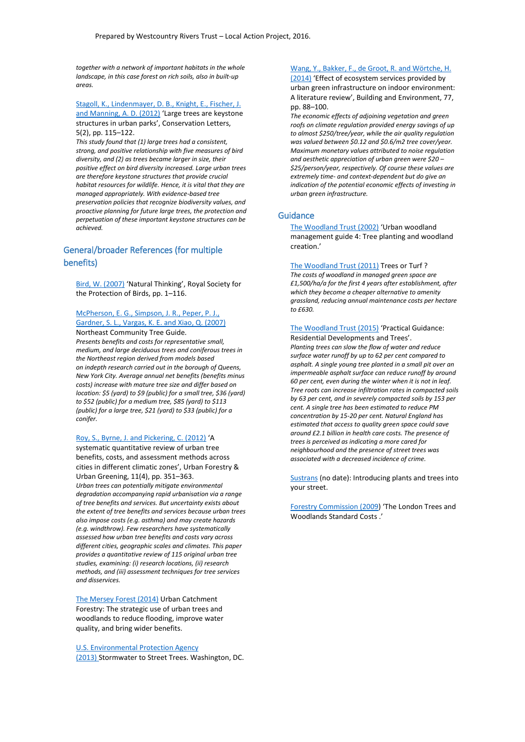*together with a network of important habitats in the whole landscape, in this case forest on rich soils, also in built-up areas.*

Stagoll, K., Lindenmayer, D. B., Knight, E., Fischer, J. and Manning, A. D. (2012) 'Large trees are keystone structures in urban parks', Conservation Letters, 5(2), pp. 115–122.
*This study found that (1) large trees had a consistent, strong, and positive relationship with five measures of bird diversity, and (2) as trees became larger in size, their positive effect on bird diversity increased. Large urban trees are therefore keystone structures that provide crucial habitat resources for wildlife. Hence, it is vital that they are managed appropriately. With evidence-based tree preservation policies that recognize biodiversity values, and proactive planning for future large trees, the protection and perpetuation of these important keystone structures can be achieved.*

## General/broader References (for multiple benefits)

Bird, W. (2007) 'Natural Thinking', Royal Society for the Protection of Birds, pp. 1–116.

McPherson, E. G., Simpson, J. R., Peper, P. J., Gardner, S. L., Vargas, K. E. and Xiao, Q. (2007) Northeast Community Tree Guide.
*Presents benefits and costs for representative small, medium, and large deciduous trees and coniferous trees in the Northeast region derived from models based on indepth research carried out in the borough of Queens, New York City. Average annual net benefits (benefits minus costs) increase with mature tree size and differ based on location: $5 (yard) to $9 (public) for a small tree, $36 (yard) to $52 (public) for a medium tree, $85 (yard) to $113 (public) for a large tree, $21 (yard) to $33 (public) for a conifer.*

Roy, S., Byrne, J. and Pickering, C. (2012) 'A systematic quantitative review of urban tree benefits, costs, and assessment methods across cities in different climatic zones', Urban Forestry & Urban Greening, 11(4), pp. 351–363.
*Urban trees can potentially mitigate environmental degradation accompanying rapid urbanisation via a range of tree benefits and services. But uncertainty exists about the extent of tree benefits and services because urban trees also impose costs (e.g. asthma) and may create hazards (e.g. windthrow). Few researchers have systematically assessed how urban tree benefits and costs vary across different cities, geographic scales and climates. This paper provides a quantitative review of 115 original urban tree studies, examining: (i) research locations, (ii) research methods, and (iii) assessment techniques for tree services and disservices.*

The Mersey Forest (2014) Urban Catchment Forestry: The strategic use of urban trees and woodlands to reduce flooding, improve water quality, and bring wider benefits.

U.S. Environmental Protection Agency (2013) Stormwater to Street Trees. Washington, DC.

Wang, Y., Bakker, F., de Groot, R. and Wörtche, H. (2014) 'Effect of ecosystem services provided by urban green infrastructure on indoor environment: A literature review', Building and Environment, 77, pp. 88–100.
*The economic effects of adjoining vegetation and green roofs on climate regulation provided energy savings of up to almost $250/tree/year, while the air quality regulation was valued between $0.12 and $0.6/m2 tree cover/year. Maximum monetary values attributed to noise regulation and aesthetic appreciation of urban green were $20 – $25/person/year, respectively. Of course these values are extremely time- and context-dependent but do give an indication of the potential economic effects of investing in urban green infrastructure.*

## Guidance

The Woodland Trust (2002) 'Urban woodland management guide 4: Tree planting and woodland creation.'

The Woodland Trust (2011) Trees or Turf ?
*The costs of woodland in managed green space are £1,500/ha/a for the first 4 years after establishment, after which they become a cheaper alternative to amenity grassland, reducing annual maintenance costs per hectare to £630.*

The Woodland Trust (2015) 'Practical Guidance: Residential Developments and Trees'.
*Planting trees can slow the flow of water and reduce surface water runoff by up to 62 per cent compared to asphalt. A single young tree planted in a small pit over an impermeable asphalt surface can reduce runoff by around 60 per cent, even during the winter when it is not in leaf. Tree roots can increase infiltration rates in compacted soils by 63 per cent, and in severely compacted soils by 153 per cent. A single tree has been estimated to reduce PM concentration by 15-20 per cent. Natural England has estimated that access to quality green space could save around £2.1 billion in health care costs. The presence of trees is perceived as indicating a more cared for neighbourhood and the presence of street trees was associated with a decreased incidence of crime.*

Sustrans (no date): Introducing plants and trees into your street.

Forestry Commission (2009) 'The London Trees and Woodlands Standard Costs .'